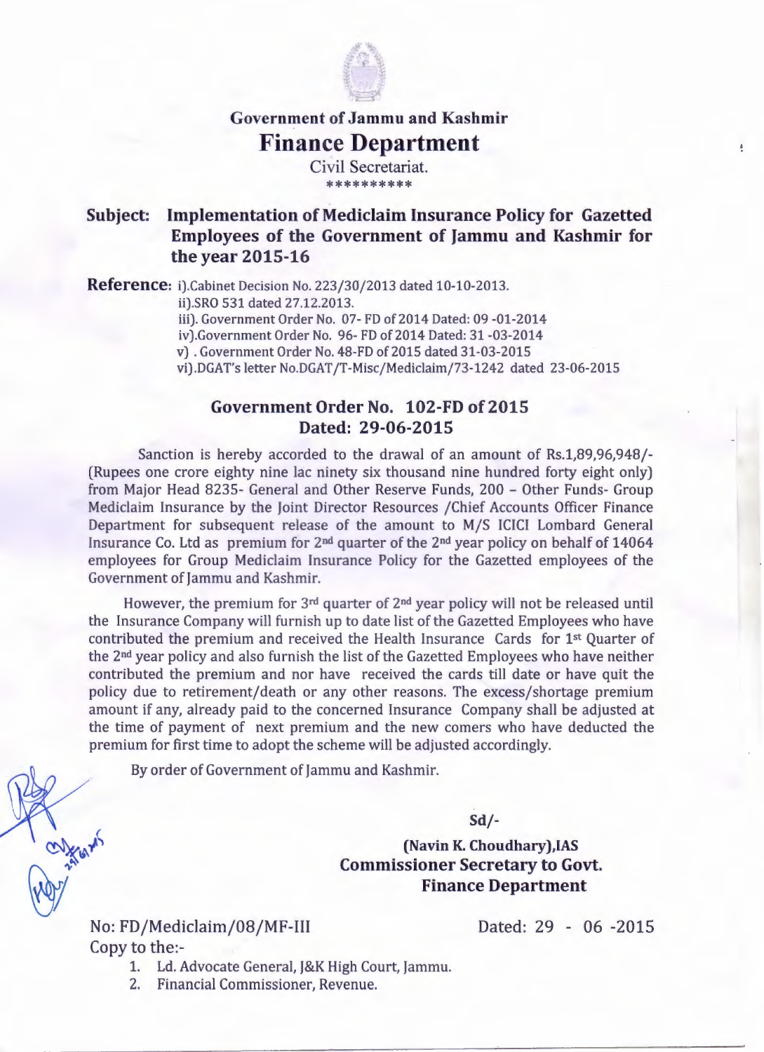**Government of Jammu and Kashmir**

# Finance Department

Civil Secretariat.

\*\*\*\*\*\*\*\*\*\*

**Subject: Implementation of Mediclaim Insurance Policy for Gazetted Employees of the Government of Jammu and Kashmir for the year 2015-16**

**Reference:** i).Cabinet Decision No. 223/30/2013 dated 10-10-2013.
ii).SRO 531 dated 27.12.2013.
iii). Government Order No. 07- FD of 2014 Dated: 09 -01-2014
iv).Government Order No. 96- FD of 2014 Dated: 31 -03-2014
v) . Government Order No. 48-FD of 2015 dated 31-03-2015
vi).DGAT's letter No.DGAT/T-Misc/Mediclaim/73-1242 dated 23-06-2015

## Government Order No. 102-FD of 2015
## Dated: 29-06-2015

Sanction is hereby accorded to the drawal of an amount of Rs.1,89,96,948/- (Rupees one crore eighty nine lac ninety six thousand nine hundred forty eight only) from Major Head 8235- General and Other Reserve Funds, 200 – Other Funds- Group Mediclaim Insurance by the Joint Director Resources /Chief Accounts Officer Finance Department for subsequent release of the amount to M/S ICICI Lombard General Insurance Co. Ltd as premium for 2nd quarter of the 2nd year policy on behalf of 14064 employees for Group Mediclaim Insurance Policy for the Gazetted employees of the Government of Jammu and Kashmir.

However, the premium for 3rd quarter of 2nd year policy will not be released until the Insurance Company will furnish up to date list of the Gazetted Employees who have contributed the premium and received the Health Insurance Cards for 1st Quarter of the 2nd year policy and also furnish the list of the Gazetted Employees who have neither contributed the premium and nor have received the cards till date or have quit the policy due to retirement/death or any other reasons. The excess/shortage premium amount if any, already paid to the concerned Insurance Company shall be adjusted at the time of payment of next premium and the new comers who have deducted the premium for first time to adopt the scheme will be adjusted accordingly.

By order of Government of Jammu and Kashmir.

Sd/-

**(Navin K. Choudhary),IAS**
**Commissioner Secretary to Govt.**
**Finance Department**

No: FD/Mediclaim/08/MF-III    Dated: 29 - 06 -2015

Copy to the:-

1. Ld. Advocate General, J&K High Court, Jammu.
2. Financial Commissioner, Revenue.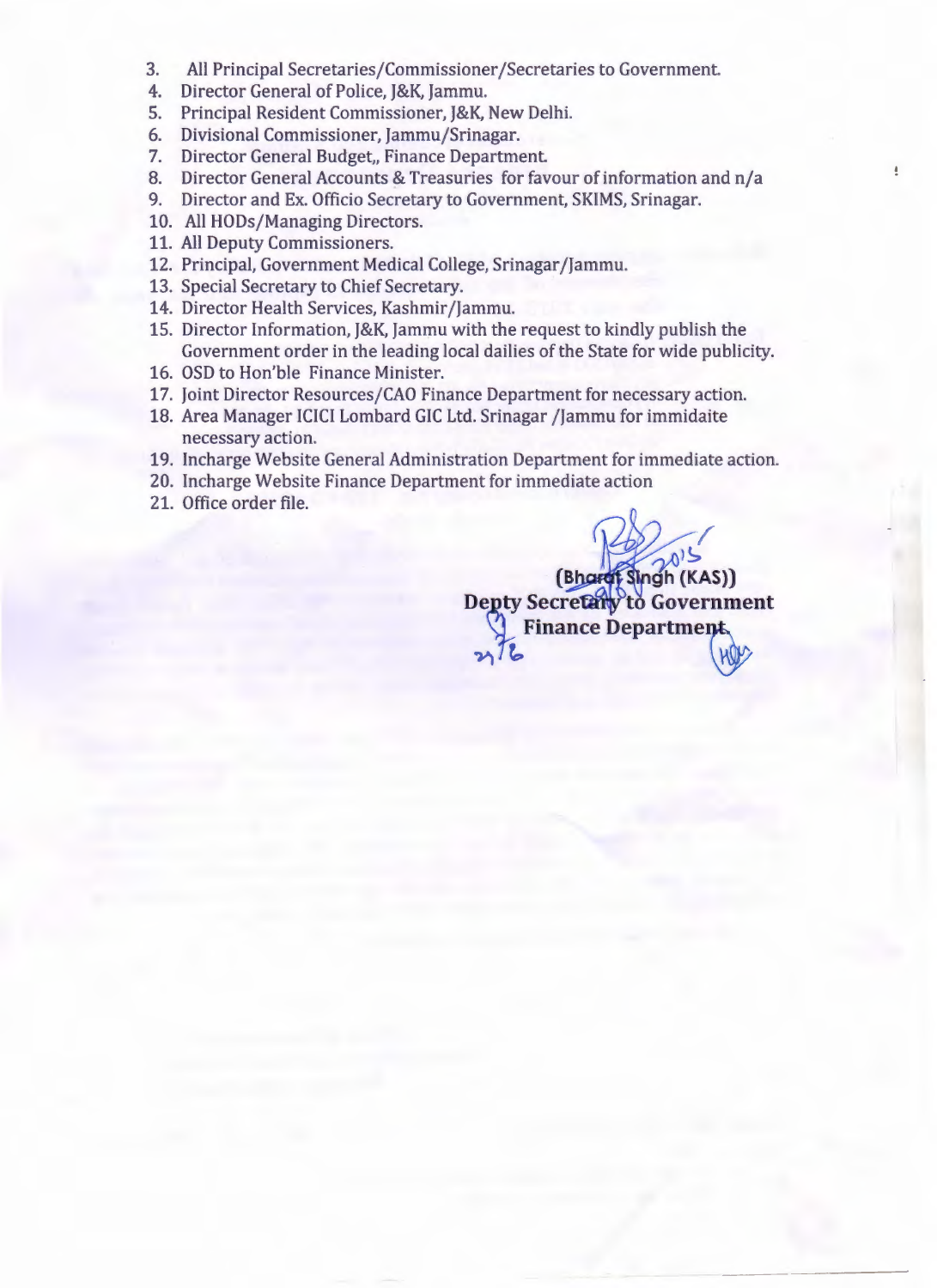3. All Principal Secretaries/Commissioner/Secretaries to Government.
4. Director General of Police, J&K, Jammu.
5. Principal Resident Commissioner, J&K, New Delhi.
6. Divisional Commissioner, Jammu/Srinagar.
7. Director General Budget,, Finance Department.
8. Director General Accounts & Treasuries for favour of information and n/a
9. Director and Ex. Officio Secretary to Government, SKIMS, Srinagar.
10. All HODs/Managing Directors.
11. All Deputy Commissioners.
12. Principal, Government Medical College, Srinagar/Jammu.
13. Special Secretary to Chief Secretary.
14. Director Health Services, Kashmir/Jammu.
15. Director Information, J&K, Jammu with the request to kindly publish the Government order in the leading local dailies of the State for wide publicity.
16. OSD to Hon'ble Finance Minister.
17. Joint Director Resources/CAO Finance Department for necessary action.
18. Area Manager ICICI Lombard GIC Ltd. Srinagar /Jammu for immidaite necessary action.
19. Incharge Website General Administration Department for immediate action.
20. Incharge Website Finance Department for immediate action
21. Office order file.

(Bharat Singh (KAS))
**Depty Secretary to Government**
**Finance Department.**